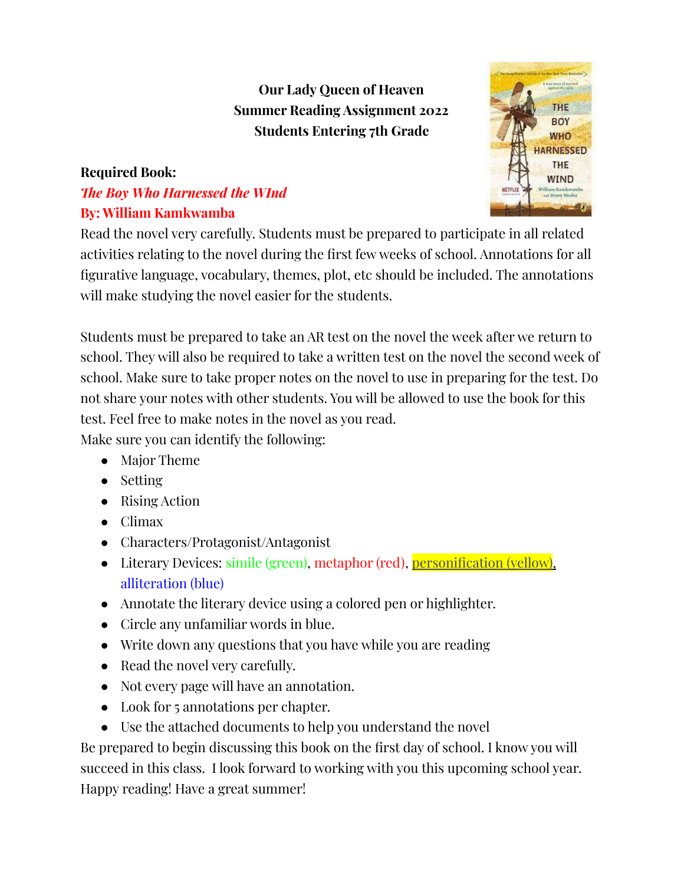**Our Lady Queen of Heaven**
**Summer Reading Assignment 2022**
**Students Entering 7th Grade**

**Required Book:**
***The Boy Who Harnessed the WInd***
**By: William Kamkwamba**

Read the novel very carefully. Students must be prepared to participate in all related activities relating to the novel during the first few weeks of school. Annotations for all figurative language, vocabulary, themes, plot, etc should be included. The annotations will make studying the novel easier for the students.

Students must be prepared to take an AR test on the novel the week after we return to school. They will also be required to take a written test on the novel the second week of school. Make sure to take proper notes on the novel to use in preparing for the test. Do not share your notes with other students. You will be allowed to use the book for this test. Feel free to make notes in the novel as you read.

Make sure you can identify the following:

- Major Theme
- Setting
- Rising Action
- Climax
- Characters/Protagonist/Antagonist
- Literary Devices: simile (green), metaphor (red), personification (yellow), alliteration (blue)
- Annotate the literary device using a colored pen or highlighter.
- Circle any unfamiliar words in blue.
- Write down any questions that you have while you are reading
- Read the novel very carefully.
- Not every page will have an annotation.
- Look for 5 annotations per chapter.
- Use the attached documents to help you understand the novel

Be prepared to begin discussing this book on the first day of school. I know you will succeed in this class. I look forward to working with you this upcoming school year. Happy reading! Have a great summer!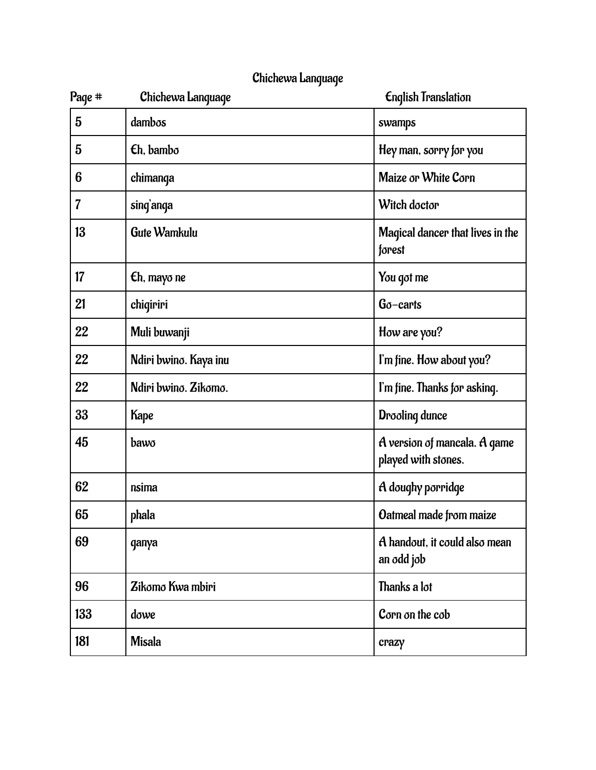# Chichewa Language

| Page # | Chichewa Language | English Translation |
|---|---|---|
| 5 | dambos | swamps |
| 5 | Eh, bambo | Hey man, sorry for you |
| 6 | chimanga | Maize or White Corn |
| 7 | sing'anga | Witch doctor |
| 13 | Gute Wamkulu | Magical dancer that lives in the forest |
| 17 | Eh, mayo ne | You got me |
| 21 | chigiriri | Go-carts |
| 22 | Muli buwanji | How are you? |
| 22 | Ndiri bwino. Kaya inu | I'm fine. How about you? |
| 22 | Ndiri bwino. Zikomo. | I'm fine. Thanks for asking. |
| 33 | Kape | Drooling dunce |
| 45 | bawo | A version of mancala. A game played with stones. |
| 62 | nsima | A doughy porridge |
| 65 | phala | Oatmeal made from maize |
| 69 | ganya | A handout, it could also mean an odd job |
| 96 | Zikomo Kwa mbiri | Thanks a lot |
| 133 | dowe | Corn on the cob |
| 181 | Misala | crazy |